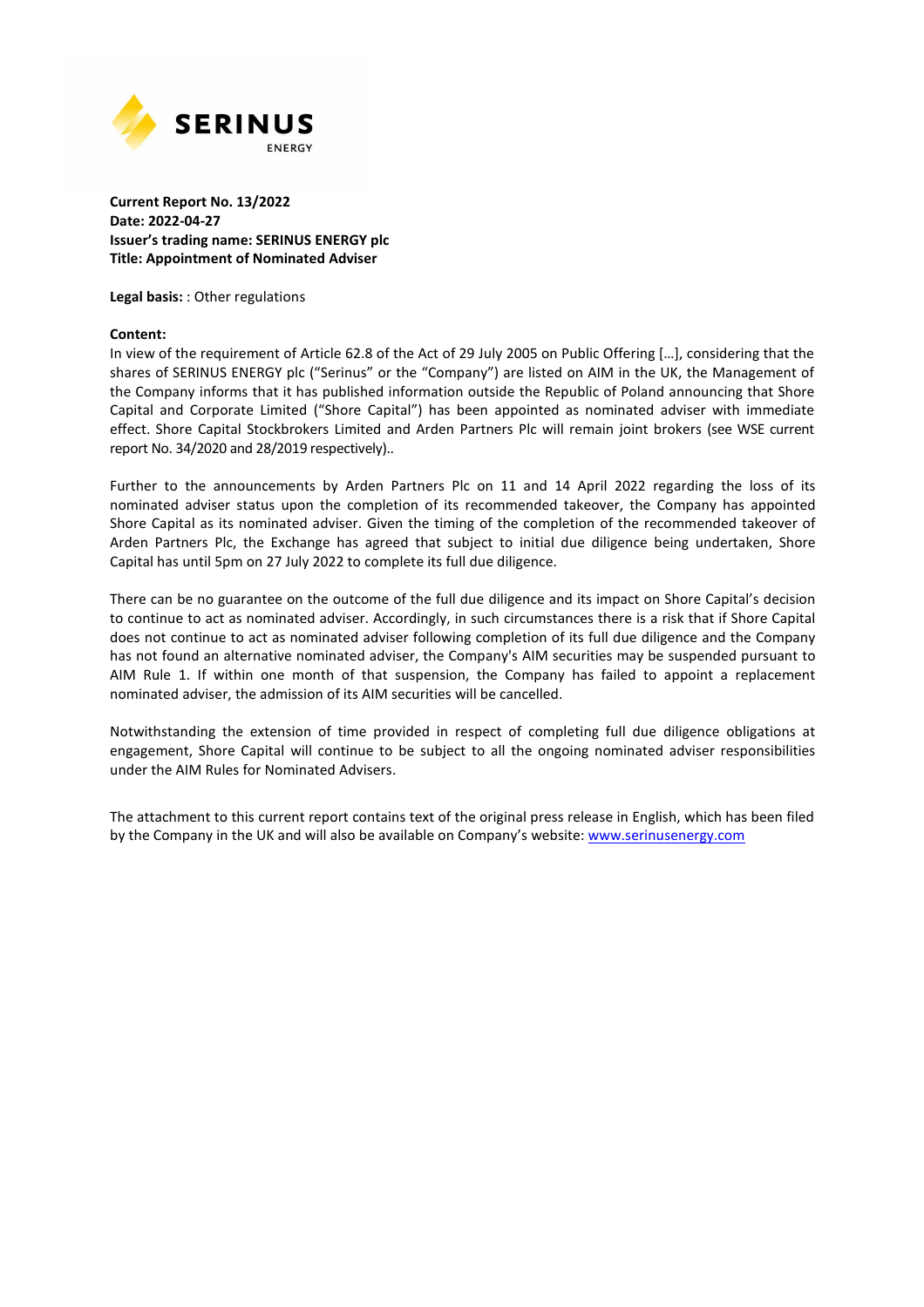SERINUS ENERGY

**Current Report No. 13/2022**
**Date: 2022-04-27**
**Issuer's trading name: SERINUS ENERGY plc**
**Title: Appointment of Nominated Adviser**

**Legal basis:** : Other regulations

**Content:**

In view of the requirement of Article 62.8 of the Act of 29 July 2005 on Public Offering [...], considering that the shares of SERINUS ENERGY plc ("Serinus" or the "Company") are listed on AIM in the UK, the Management of the Company informs that it has published information outside the Republic of Poland announcing that Shore Capital and Corporate Limited ("Shore Capital") has been appointed as nominated adviser with immediate effect. Shore Capital Stockbrokers Limited and Arden Partners Plc will remain joint brokers (see WSE current report No. 34/2020 and 28/2019 respectively)..

Further to the announcements by Arden Partners Plc on 11 and 14 April 2022 regarding the loss of its nominated adviser status upon the completion of its recommended takeover, the Company has appointed Shore Capital as its nominated adviser. Given the timing of the completion of the recommended takeover of Arden Partners Plc, the Exchange has agreed that subject to initial due diligence being undertaken, Shore Capital has until 5pm on 27 July 2022 to complete its full due diligence.

There can be no guarantee on the outcome of the full due diligence and its impact on Shore Capital's decision to continue to act as nominated adviser. Accordingly, in such circumstances there is a risk that if Shore Capital does not continue to act as nominated adviser following completion of its full due diligence and the Company has not found an alternative nominated adviser, the Company's AIM securities may be suspended pursuant to AIM Rule 1. If within one month of that suspension, the Company has failed to appoint a replacement nominated adviser, the admission of its AIM securities will be cancelled.

Notwithstanding the extension of time provided in respect of completing full due diligence obligations at engagement, Shore Capital will continue to be subject to all the ongoing nominated adviser responsibilities under the AIM Rules for Nominated Advisers.

The attachment to this current report contains text of the original press release in English, which has been filed by the Company in the UK and will also be available on Company's website: [www.serinusenergy.com](www.serinusenergy.com)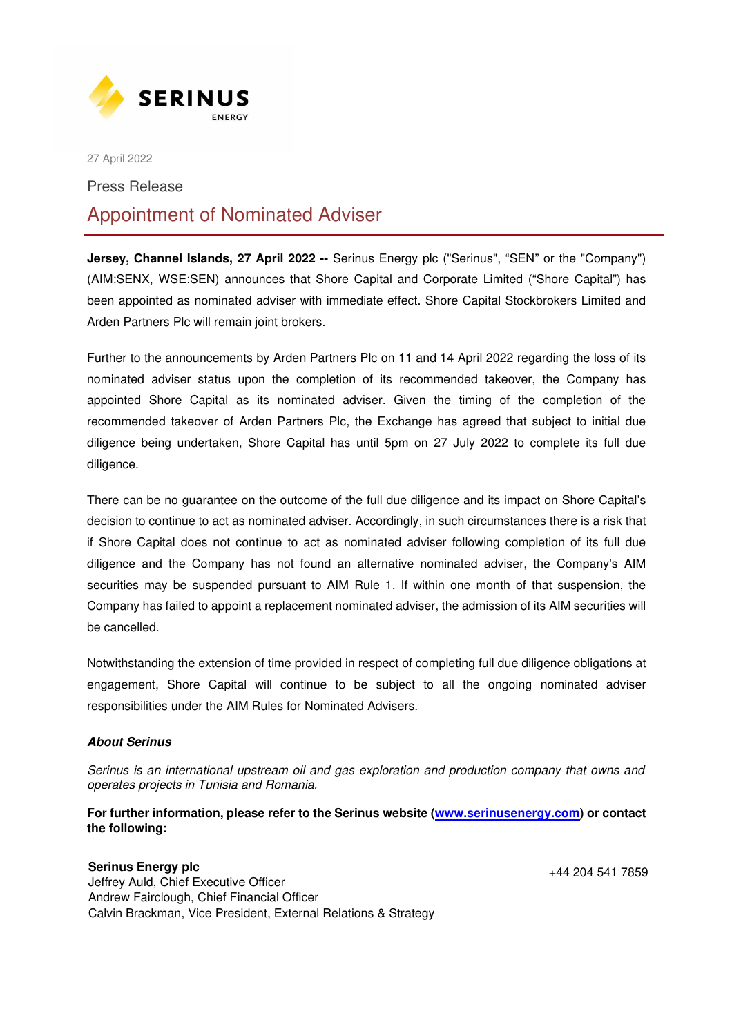SERINUS
ENERGY

27 April 2022

Press Release

# Appointment of Nominated Adviser

**Jersey, Channel Islands, 27 April 2022 --** Serinus Energy plc ("Serinus", "SEN" or the "Company") (AIM:SENX, WSE:SEN) announces that Shore Capital and Corporate Limited ("Shore Capital") has been appointed as nominated adviser with immediate effect. Shore Capital Stockbrokers Limited and Arden Partners Plc will remain joint brokers.

Further to the announcements by Arden Partners Plc on 11 and 14 April 2022 regarding the loss of its nominated adviser status upon the completion of its recommended takeover, the Company has appointed Shore Capital as its nominated adviser. Given the timing of the completion of the recommended takeover of Arden Partners Plc, the Exchange has agreed that subject to initial due diligence being undertaken, Shore Capital has until 5pm on 27 July 2022 to complete its full due diligence.

There can be no guarantee on the outcome of the full due diligence and its impact on Shore Capital's decision to continue to act as nominated adviser. Accordingly, in such circumstances there is a risk that if Shore Capital does not continue to act as nominated adviser following completion of its full due diligence and the Company has not found an alternative nominated adviser, the Company's AIM securities may be suspended pursuant to AIM Rule 1. If within one month of that suspension, the Company has failed to appoint a replacement nominated adviser, the admission of its AIM securities will be cancelled.

Notwithstanding the extension of time provided in respect of completing full due diligence obligations at engagement, Shore Capital will continue to be subject to all the ongoing nominated adviser responsibilities under the AIM Rules for Nominated Advisers.

***About Serinus***

*Serinus is an international upstream oil and gas exploration and production company that owns and operates projects in Tunisia and Romania.*

**For further information, please refer to the Serinus website (www.serinusenergy.com) or contact the following:**

**Serinus Energy plc** +44 204 541 7859
Jeffrey Auld, Chief Executive Officer
Andrew Fairclough, Chief Financial Officer
Calvin Brackman, Vice President, External Relations & Strategy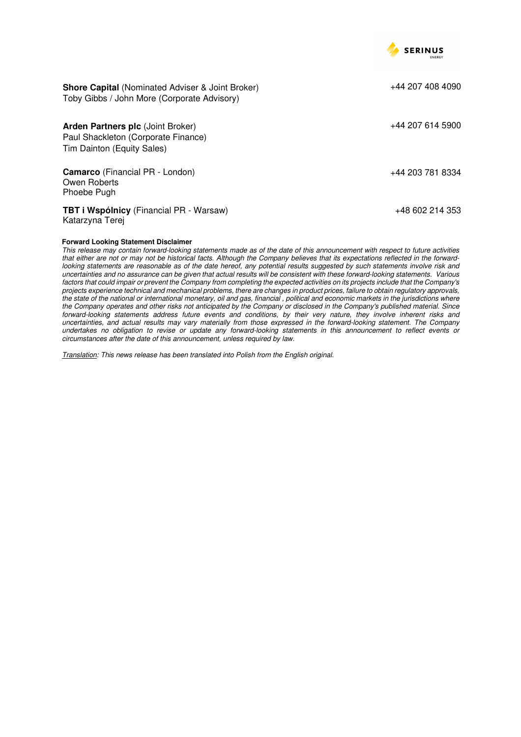**Shore Capital** (Nominated Adviser & Joint Broker) +44 207 408 4090
Toby Gibbs / John More (Corporate Advisory)

**Arden Partners plc** (Joint Broker) +44 207 614 5900
Paul Shackleton (Corporate Finance)
Tim Dainton (Equity Sales)

**Camarco** (Financial PR - London) +44 203 781 8334
Owen Roberts
Phoebe Pugh

**TBT i Wspólnicy** (Financial PR - Warsaw) +48 602 214 353
Katarzyna Terej

**Forward Looking Statement Disclaimer**

*This release may contain forward-looking statements made as of the date of this announcement with respect to future activities that either are not or may not be historical facts. Although the Company believes that its expectations reflected in the forward-looking statements are reasonable as of the date hereof, any potential results suggested by such statements involve risk and uncertainties and no assurance can be given that actual results will be consistent with these forward-looking statements. Various factors that could impair or prevent the Company from completing the expected activities on its projects include that the Company's projects experience technical and mechanical problems, there are changes in product prices, failure to obtain regulatory approvals, the state of the national or international monetary, oil and gas, financial , political and economic markets in the jurisdictions where the Company operates and other risks not anticipated by the Company or disclosed in the Company's published material. Since forward-looking statements address future events and conditions, by their very nature, they involve inherent risks and uncertainties, and actual results may vary materially from those expressed in the forward-looking statement. The Company undertakes no obligation to revise or update any forward-looking statements in this announcement to reflect events or circumstances after the date of this announcement, unless required by law.*

*Translation: This news release has been translated into Polish from the English original.*